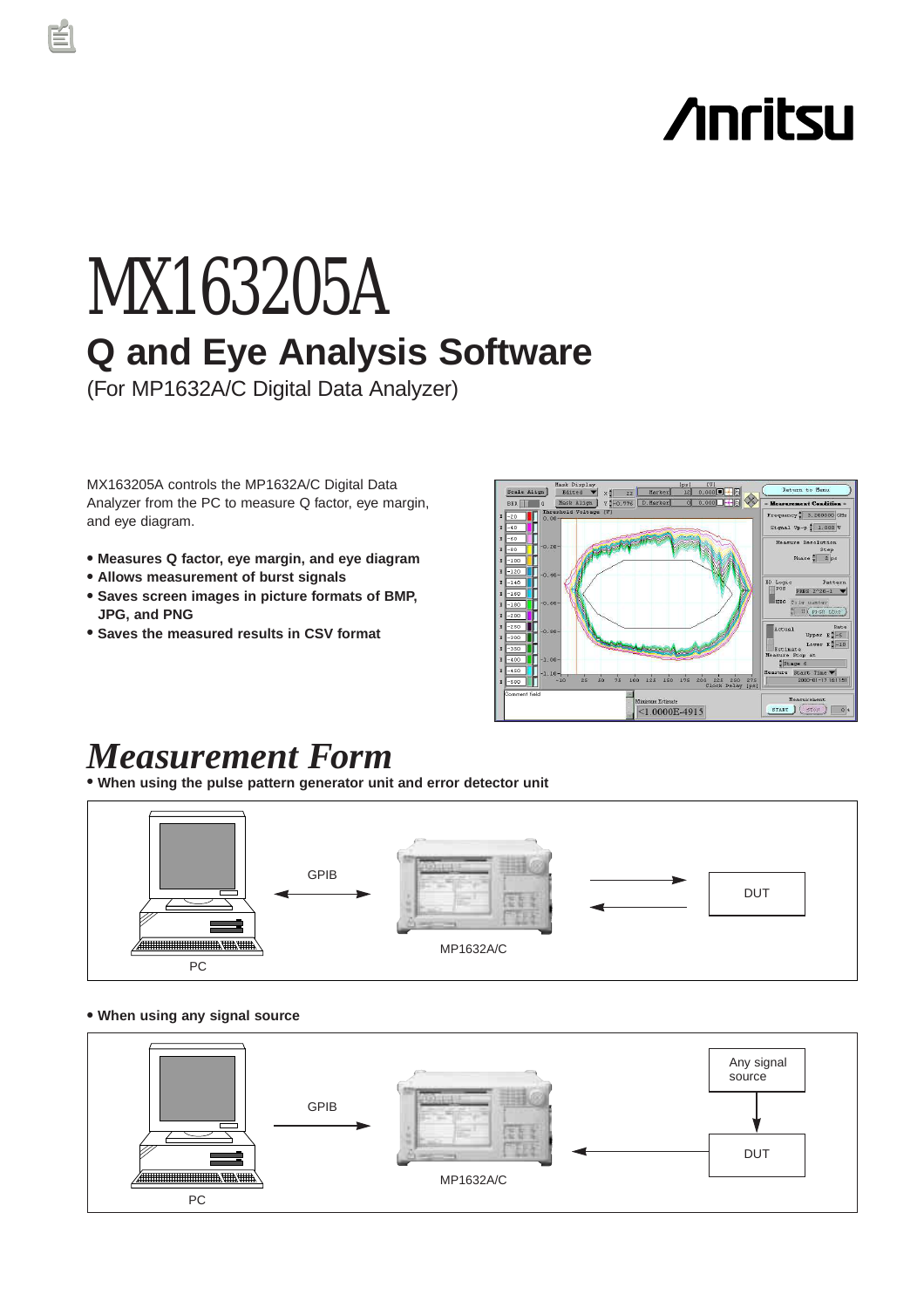# MX163205A

## Q and Eye Analysis Software

(For MP1632A/C Digital Data Analyzer)

MX163205A controls the MP1632A/C Digital Data Analyzer from the PC to measure Q factor, eye margin, and eye diagram.

- **Measures Q factor, eye margin, and eye diagram**
- **Allows measurement of burst signals**
- **Saves screen images in picture formats of BMP, JPG, and PNG**
- **Saves the measured results in CSV format**

## *Measurement Form*

- **When using the pulse pattern generator unit and error detector unit**

PC — GPIB — MP1632A/C — DUT

- **When using any signal source**

PC — GPIB — MP1632A/C — DUT — Any signal source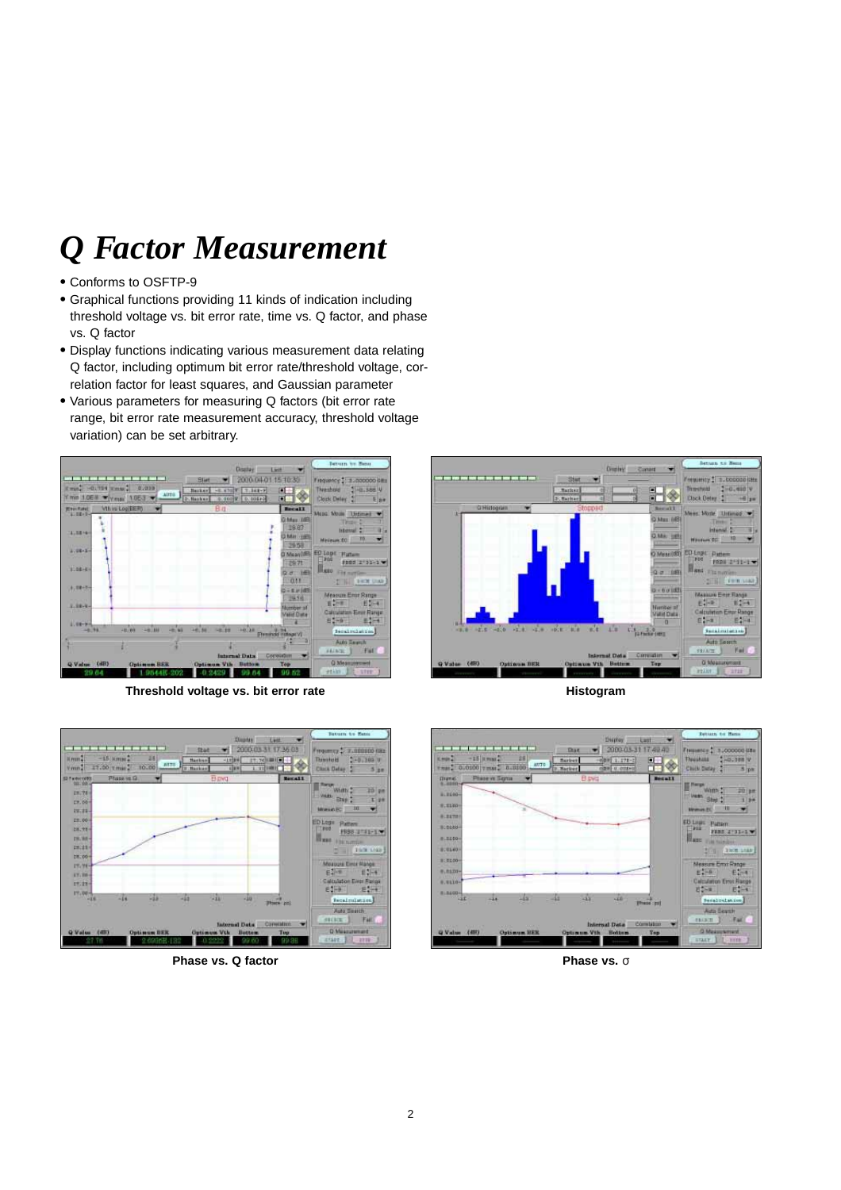# *Q Factor Measurement*

- Conforms to OSFTP-9
- Graphical functions providing 11 kinds of indication including threshold voltage vs. bit error rate, time vs. Q factor, and phase vs. Q factor
- Display functions indicating various measurement data relating Q factor, including optimum bit error rate/threshold voltage, correlation factor for least squares, and Gaussian parameter
- Various parameters for measuring Q factors (bit error rate range, bit error rate measurement accuracy, threshold voltage variation) can be set arbitrary.

**Threshold voltage vs. bit error rate**

**Histogram**

**Phase vs. Q factor**

**Phase vs. σ**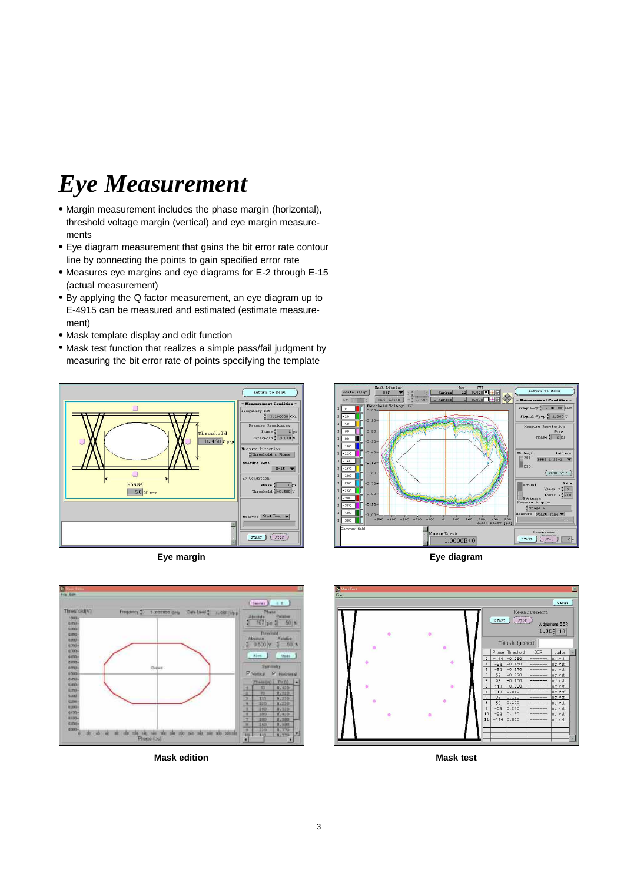# *Eye Measurement*

- Margin measurement includes the phase margin (horizontal), threshold voltage margin (vertical) and eye margin measurements
- Eye diagram measurement that gains the bit error rate contour line by connecting the points to gain specified error rate
- Measures eye margins and eye diagrams for E-2 through E-15 (actual measurement)
- By applying the Q factor measurement, an eye diagram up to E-4915 can be measured and estimated (estimate measurement)
- Mask template display and edit function
- Mask test function that realizes a simple pass/fail judgment by measuring the bit error rate of points specifying the template

**Eye margin**

**Eye diagram**

**Mask edition**

**Mask test**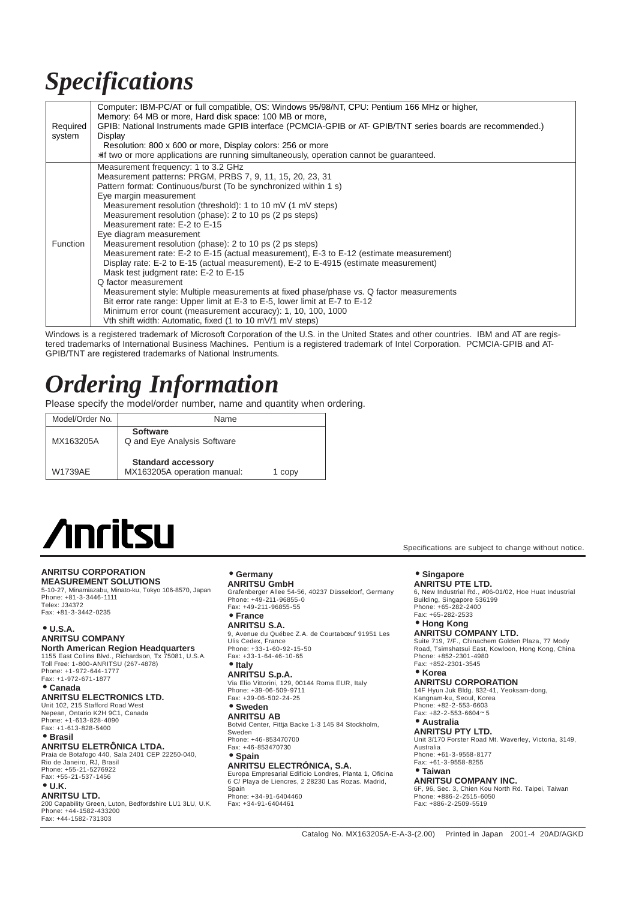# Specifications

| | |
|---|---|
| Required system | Computer: IBM-PC/AT or full compatible, OS: Windows 95/98/NT, CPU: Pentium 166 MHz or higher,<br>Memory: 64 MB or more, Hard disk space: 100 MB or more,<br>GPIB: National Instruments made GPIB interface (PCMCIA-GPIB or AT- GPIB/TNT series boards are recommended.)<br>Display<br>Resolution: 800 x 600 or more, Display colors: 256 or more<br>*If two or more applications are running simultaneously, operation cannot be guaranteed. |
| Function | Measurement frequency: 1 to 3.2 GHz<br>Measurement patterns: PRGM, PRBS 7, 9, 11, 15, 20, 23, 31<br>Pattern format: Continuous/burst (To be synchronized within 1 s)<br>Eye margin measurement<br>Measurement resolution (threshold): 1 to 10 mV (1 mV steps)<br>Measurement resolution (phase): 2 to 10 ps (2 ps steps)<br>Measurement rate: E-2 to E-15<br>Eye diagram measurement<br>Measurement resolution (phase): 2 to 10 ps (2 ps steps)<br>Measurement rate: E-2 to E-15 (actual measurement), E-3 to E-12 (estimate measurement)<br>Display rate: E-2 to E-15 (actual measurement), E-2 to E-4915 (estimate measurement)<br>Mask test judgment rate: E-2 to E-15<br>Q factor measurement<br>Measurement style: Multiple measurements at fixed phase/phase vs. Q factor measurements<br>Bit error rate range: Upper limit at E-3 to E-5, lower limit at E-7 to E-12<br>Minimum error count (measurement accuracy): 1, 10, 100, 1000<br>Vth shift width: Automatic, fixed (1 to 10 mV/1 mV steps) |

Windows is a registered trademark of Microsoft Corporation of the U.S. in the United States and other countries. IBM and AT are registered trademarks of International Business Machines. Pentium is a registered trademark of Intel Corporation. PCMCIA-GPIB and AT-GPIB/TNT are registered trademarks of National Instruments.

# Ordering Information

Please specify the model/order number, name and quantity when ordering.

| Model/Order No. | Name | |
|---|---|---|
| | **Software** | |
| MX163205A | Q and Eye Analysis Software | |
| | **Standard accessory** | |
| W1739AE | MX163205A operation manual: | 1 copy |

**Anritsu**

Specifications are subject to change without notice.

**ANRITSU CORPORATION**
**MEASUREMENT SOLUTIONS**
5-10-27, Minamiazabu, Minato-ku, Tokyo 106-8570, Japan
Phone: +81-3-3446-1111
Telex: J34372
Fax: +81-3-3442-0235

• **U.S.A.**
**ANRITSU COMPANY**
**North American Region Headquarters**
1155 East Collins Blvd., Richardson, Tx 75081, U.S.A.
Toll Free: 1-800-ANRITSU (267-4878)
Phone: +1-972-644-1777
Fax: +1-972-671-1877

• **Canada**
**ANRITSU ELECTRONICS LTD.**
Unit 102, 215 Stafford Road West
Nepean, Ontario K2H 9C1, Canada
Phone: +1-613-828-4090
Fax: +1-613-828-5400

• **Brasil**
**ANRITSU ELETRÔNICA LTDA.**
Praia de Botafogo 440, Sala 2401 CEP 22250-040,
Rio de Janeiro, RJ, Brasil
Phone: +55-21-5276922
Fax: +55-21-537-1456

• **U.K.**
**ANRITSU LTD.**
200 Capability Green, Luton, Bedfordshire LU1 3LU, U.K.
Phone: +44-1582-433200
Fax: +44-1582-731303

• **Germany**
**ANRITSU GmbH**
Grafenberger Allee 54-56, 40237 Düsseldorf, Germany
Phone: +49-211-96855-0
Fax: +49-211-96855-55

• **France**
**ANRITSU S.A.**
9, Avenue du Québec Z.A. de Courtabœuf 91951 Les Ulis Cedex, France
Phone: +33-1-60-92-15-50
Fax: +33-1-64-46-10-65

• **Italy**
**ANRITSU S.p.A.**
Via Elio Vittorini, 129, 00144 Roma EUR, Italy
Phone: +39-06-509-9711
Fax: +39-06-502-24-25

• **Sweden**
**ANRITSU AB**
Botvid Center, Fittja Backe 1-3 145 84 Stockholm, Sweden
Phone: +46-853470700
Fax: +46-853470730

• **Spain**
**ANRITSU ELECTRÓNICA, S.A.**
Europa Empresarial Edificio Londres, Planta 1, Oficina 6 C/ Playa de Liencres, 2 28230 Las Rozas. Madrid, Spain
Phone: +34-91-6404460
Fax: +34-91-6404461

• **Singapore**
**ANRITSU PTE LTD.**
6, New Industrial Rd., #06-01/02, Hoe Huat Industrial Building, Singapore 536199
Phone: +65-282-2400
Fax: +65-282-2533

• **Hong Kong**
**ANRITSU COMPANY LTD.**
Suite 719, 7/F., Chinachem Golden Plaza, 77 Mody Road, Tsimshatsui East, Kowloon, Hong Kong, China
Phone: +852-2301-4980
Fax: +852-2301-3545

• **Korea**
**ANRITSU CORPORATION**
14F Hyun Juk Bldg. 832-41, Yeoksam-dong, Kangnam-ku, Seoul, Korea
Phone: +82-2-553-6603
Fax: +82-2-553-6604~5

• **Australia**
**ANRITSU PTY LTD.**
Unit 3/170 Forster Road Mt. Waverley, Victoria, 3149, Australia
Phone: +61-3-9558-8177
Fax: +61-3-9558-8255

• **Taiwan**
**ANRITSU COMPANY INC.**
6F, 96, Sec. 3, Chien Kou North Rd. Taipei, Taiwan
Phone: +886-2-2515-6050
Fax: +886-2-2509-5519

Catalog No. MX163205A-E-A-3-(2.00) Printed in Japan 2001-4 20AD/AGKD